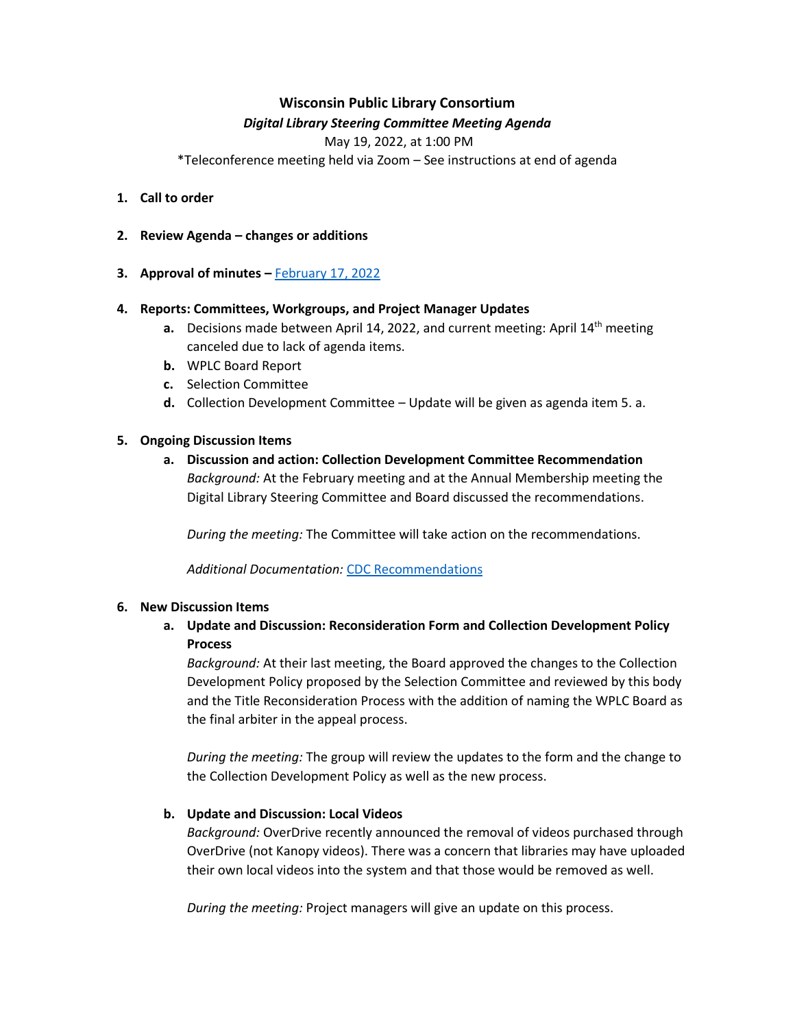# Wisconsin Public Library Consortium

***Digital Library Steering Committee Meeting Agenda***

May 19, 2022, at 1:00 PM

*Teleconference meeting held via Zoom – See instructions at end of agenda

1. **Call to order**

2. **Review Agenda – changes or additions**

3. **Approval of minutes –** [February 17, 2022]

4. **Reports: Committees, Workgroups, and Project Manager Updates**
   a. Decisions made between April 14, 2022, and current meeting: April 14th meeting canceled due to lack of agenda items.
   b. WPLC Board Report
   c. Selection Committee
   d. Collection Development Committee – Update will be given as agenda item 5. a.

5. **Ongoing Discussion Items**
   a. **Discussion and action: Collection Development Committee Recommendation**
      *Background:* At the February meeting and at the Annual Membership meeting the Digital Library Steering Committee and Board discussed the recommendations.

      *During the meeting:* The Committee will take action on the recommendations.

      *Additional Documentation:* [CDC Recommendations]

6. **New Discussion Items**
   a. **Update and Discussion: Reconsideration Form and Collection Development Policy Process**
      *Background:* At their last meeting, the Board approved the changes to the Collection Development Policy proposed by the Selection Committee and reviewed by this body and the Title Reconsideration Process with the addition of naming the WPLC Board as the final arbiter in the appeal process.

      *During the meeting:* The group will review the updates to the form and the change to the Collection Development Policy as well as the new process.

   b. **Update and Discussion: Local Videos**
      *Background:* OverDrive recently announced the removal of videos purchased through OverDrive (not Kanopy videos). There was a concern that libraries may have uploaded their own local videos into the system and that those would be removed as well.

      *During the meeting:* Project managers will give an update on this process.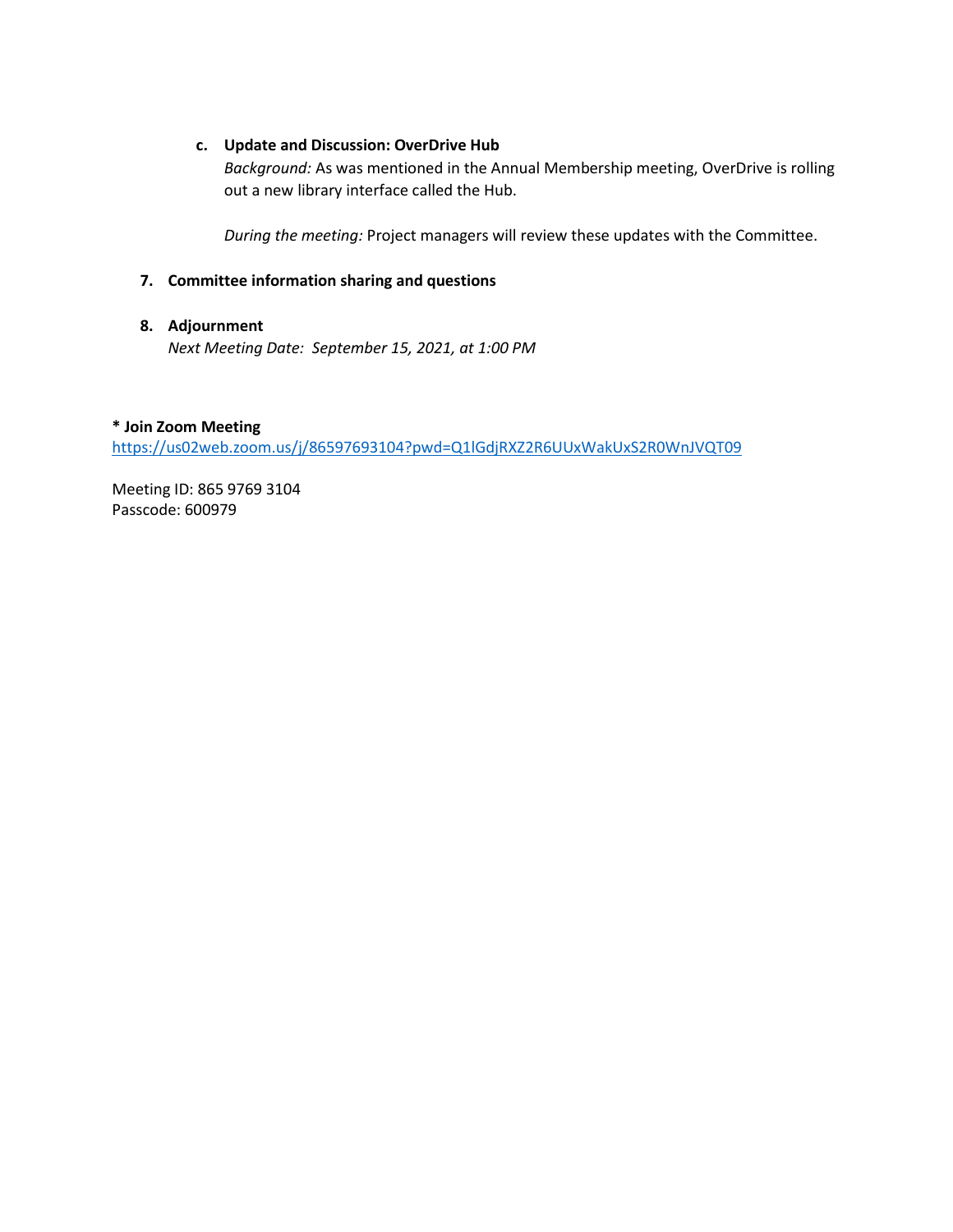c. **Update and Discussion: OverDrive Hub**

   *Background:* As was mentioned in the Annual Membership meeting, OverDrive is rolling out a new library interface called the Hub.

   *During the meeting:* Project managers will review these updates with the Committee.

7. **Committee information sharing and questions**

8. **Adjournment**

   *Next Meeting Date: September 15, 2021, at 1:00 PM*

**\* Join Zoom Meeting**

https://us02web.zoom.us/j/86597693104?pwd=Q1lGdjRXZ2R6UUxWakUxS2R0WnJVQT09

Meeting ID: 865 9769 3104

Passcode: 600979